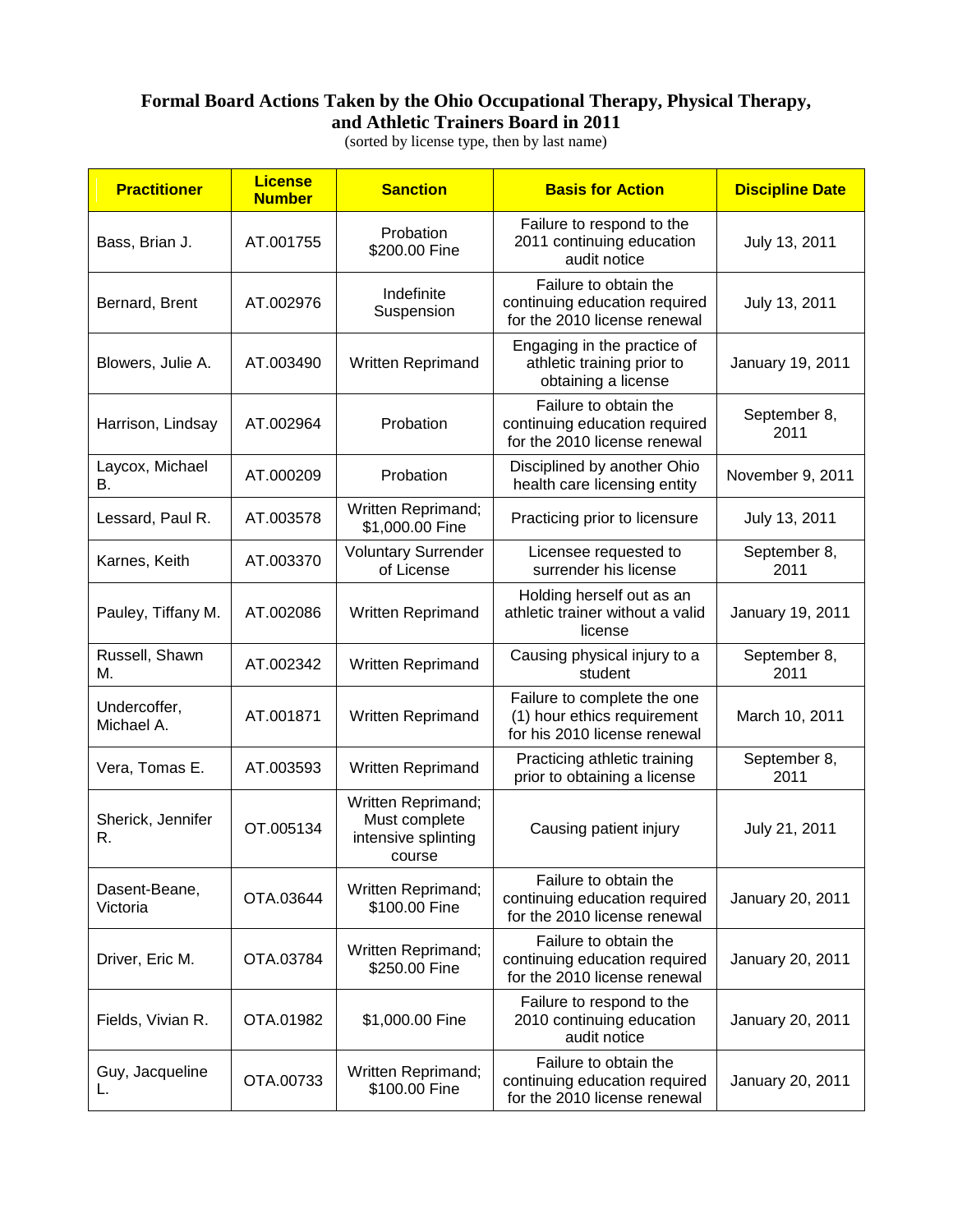**Formal Board Actions Taken by the Ohio Occupational Therapy, Physical Therapy, and Athletic Trainers Board in 2011**

(sorted by license type, then by last name)

| Practitioner | License Number | Sanction | Basis for Action | Discipline Date |
|---|---|---|---|---|
| Bass, Brian J. | AT.001755 | Probation $200.00 Fine | Failure to respond to the 2011 continuing education audit notice | July 13, 2011 |
| Bernard, Brent | AT.002976 | Indefinite Suspension | Failure to obtain the continuing education required for the 2010 license renewal | July 13, 2011 |
| Blowers, Julie A. | AT.003490 | Written Reprimand | Engaging in the practice of athletic training prior to obtaining a license | January 19, 2011 |
| Harrison, Lindsay | AT.002964 | Probation | Failure to obtain the continuing education required for the 2010 license renewal | September 8, 2011 |
| Laycox, Michael B. | AT.000209 | Probation | Disciplined by another Ohio health care licensing entity | November 9, 2011 |
| Lessard, Paul R. | AT.003578 | Written Reprimand; $1,000.00 Fine | Practicing prior to licensure | July 13, 2011 |
| Karnes, Keith | AT.003370 | Voluntary Surrender of License | Licensee requested to surrender his license | September 8, 2011 |
| Pauley, Tiffany M. | AT.002086 | Written Reprimand | Holding herself out as an athletic trainer without a valid license | January 19, 2011 |
| Russell, Shawn M. | AT.002342 | Written Reprimand | Causing physical injury to a student | September 8, 2011 |
| Undercoffer, Michael A. | AT.001871 | Written Reprimand | Failure to complete the one (1) hour ethics requirement for his 2010 license renewal | March 10, 2011 |
| Vera, Tomas E. | AT.003593 | Written Reprimand | Practicing athletic training prior to obtaining a license | September 8, 2011 |
| Sherick, Jennifer R. | OT.005134 | Written Reprimand; Must complete intensive splinting course | Causing patient injury | July 21, 2011 |
| Dasent-Beane, Victoria | OTA.03644 | Written Reprimand; $100.00 Fine | Failure to obtain the continuing education required for the 2010 license renewal | January 20, 2011 |
| Driver, Eric M. | OTA.03784 | Written Reprimand; $250.00 Fine | Failure to obtain the continuing education required for the 2010 license renewal | January 20, 2011 |
| Fields, Vivian R. | OTA.01982 | $1,000.00 Fine | Failure to respond to the 2010 continuing education audit notice | January 20, 2011 |
| Guy, Jacqueline L. | OTA.00733 | Written Reprimand; $100.00 Fine | Failure to obtain the continuing education required for the 2010 license renewal | January 20, 2011 |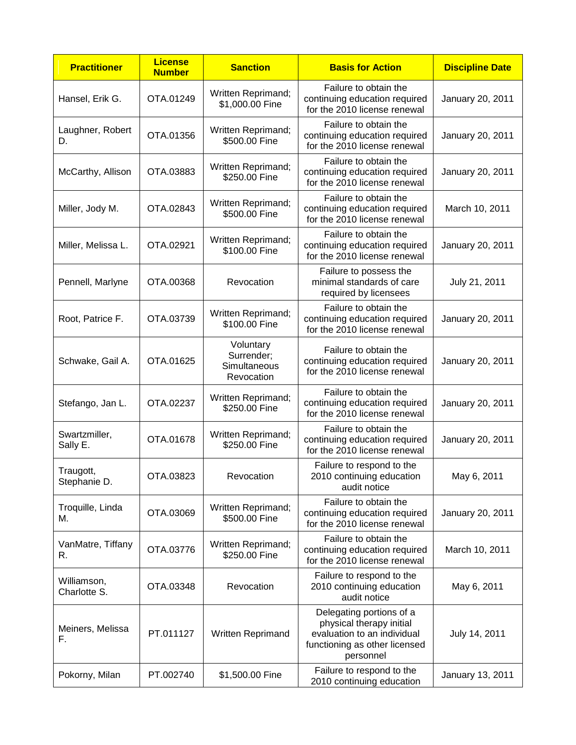| Practitioner | License Number | Sanction | Basis for Action | Discipline Date |
|---|---|---|---|---|
| Hansel, Erik G. | OTA.01249 | Written Reprimand; $1,000.00 Fine | Failure to obtain the continuing education required for the 2010 license renewal | January 20, 2011 |
| Laughner, Robert D. | OTA.01356 | Written Reprimand; $500.00 Fine | Failure to obtain the continuing education required for the 2010 license renewal | January 20, 2011 |
| McCarthy, Allison | OTA.03883 | Written Reprimand; $250.00 Fine | Failure to obtain the continuing education required for the 2010 license renewal | January 20, 2011 |
| Miller, Jody M. | OTA.02843 | Written Reprimand; $500.00 Fine | Failure to obtain the continuing education required for the 2010 license renewal | March 10, 2011 |
| Miller, Melissa L. | OTA.02921 | Written Reprimand; $100.00 Fine | Failure to obtain the continuing education required for the 2010 license renewal | January 20, 2011 |
| Pennell, Marlyne | OTA.00368 | Revocation | Failure to possess the minimal standards of care required by licensees | July 21, 2011 |
| Root, Patrice F. | OTA.03739 | Written Reprimand; $100.00 Fine | Failure to obtain the continuing education required for the 2010 license renewal | January 20, 2011 |
| Schwake, Gail A. | OTA.01625 | Voluntary Surrender; Simultaneous Revocation | Failure to obtain the continuing education required for the 2010 license renewal | January 20, 2011 |
| Stefango, Jan L. | OTA.02237 | Written Reprimand; $250.00 Fine | Failure to obtain the continuing education required for the 2010 license renewal | January 20, 2011 |
| Swartzmiller, Sally E. | OTA.01678 | Written Reprimand; $250.00 Fine | Failure to obtain the continuing education required for the 2010 license renewal | January 20, 2011 |
| Traugott, Stephanie D. | OTA.03823 | Revocation | Failure to respond to the 2010 continuing education audit notice | May 6, 2011 |
| Troquille, Linda M. | OTA.03069 | Written Reprimand; $500.00 Fine | Failure to obtain the continuing education required for the 2010 license renewal | January 20, 2011 |
| VanMatre, Tiffany R. | OTA.03776 | Written Reprimand; $250.00 Fine | Failure to obtain the continuing education required for the 2010 license renewal | March 10, 2011 |
| Williamson, Charlotte S. | OTA.03348 | Revocation | Failure to respond to the 2010 continuing education audit notice | May 6, 2011 |
| Meiners, Melissa F. | PT.011127 | Written Reprimand | Delegating portions of a physical therapy initial evaluation to an individual functioning as other licensed personnel | July 14, 2011 |
| Pokorny, Milan | PT.002740 | $1,500.00 Fine | Failure to respond to the 2010 continuing education | January 13, 2011 |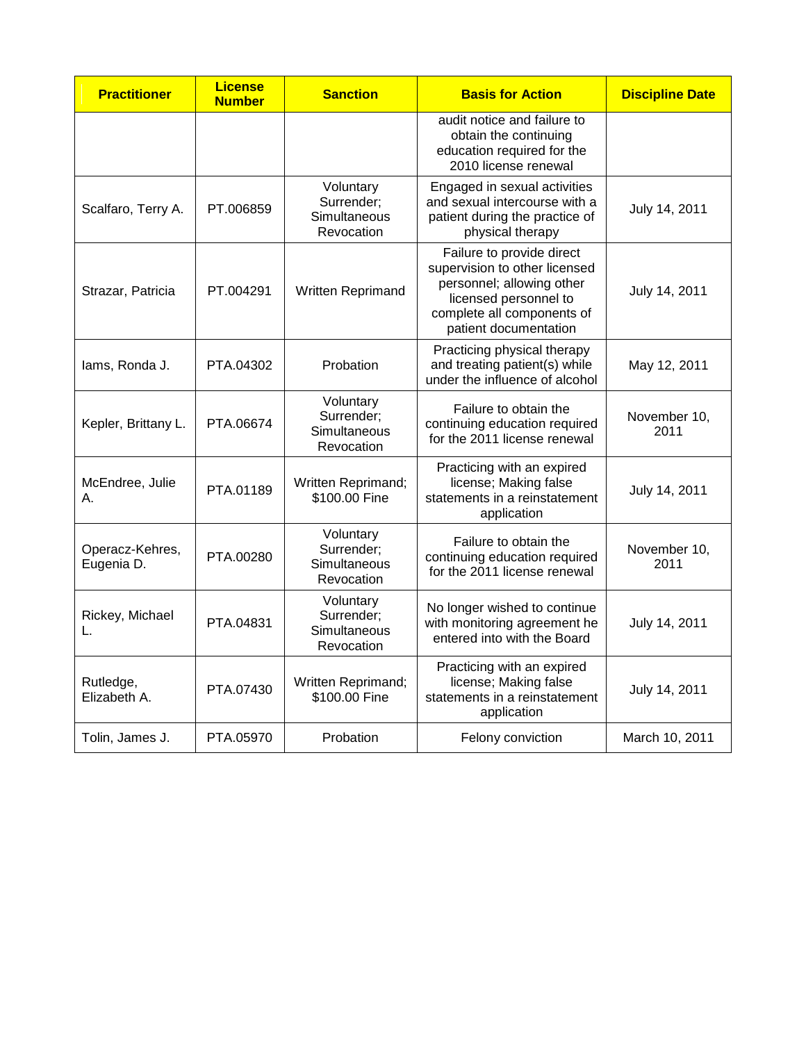| Practitioner | License Number | Sanction | Basis for Action | Discipline Date |
|---|---|---|---|---|
| | | | audit notice and failure to obtain the continuing education required for the 2010 license renewal | |
| Scalfaro, Terry A. | PT.006859 | Voluntary Surrender; Simultaneous Revocation | Engaged in sexual activities and sexual intercourse with a patient during the practice of physical therapy | July 14, 2011 |
| Strazar, Patricia | PT.004291 | Written Reprimand | Failure to provide direct supervision to other licensed personnel; allowing other licensed personnel to complete all components of patient documentation | July 14, 2011 |
| Iams, Ronda J. | PTA.04302 | Probation | Practicing physical therapy and treating patient(s) while under the influence of alcohol | May 12, 2011 |
| Kepler, Brittany L. | PTA.06674 | Voluntary Surrender; Simultaneous Revocation | Failure to obtain the continuing education required for the 2011 license renewal | November 10, 2011 |
| McEndree, Julie A. | PTA.01189 | Written Reprimand; $100.00 Fine | Practicing with an expired license; Making false statements in a reinstatement application | July 14, 2011 |
| Operacz-Kehres, Eugenia D. | PTA.00280 | Voluntary Surrender; Simultaneous Revocation | Failure to obtain the continuing education required for the 2011 license renewal | November 10, 2011 |
| Rickey, Michael L. | PTA.04831 | Voluntary Surrender; Simultaneous Revocation | No longer wished to continue with monitoring agreement he entered into with the Board | July 14, 2011 |
| Rutledge, Elizabeth A. | PTA.07430 | Written Reprimand; $100.00 Fine | Practicing with an expired license; Making false statements in a reinstatement application | July 14, 2011 |
| Tolin, James J. | PTA.05970 | Probation | Felony conviction | March 10, 2011 |